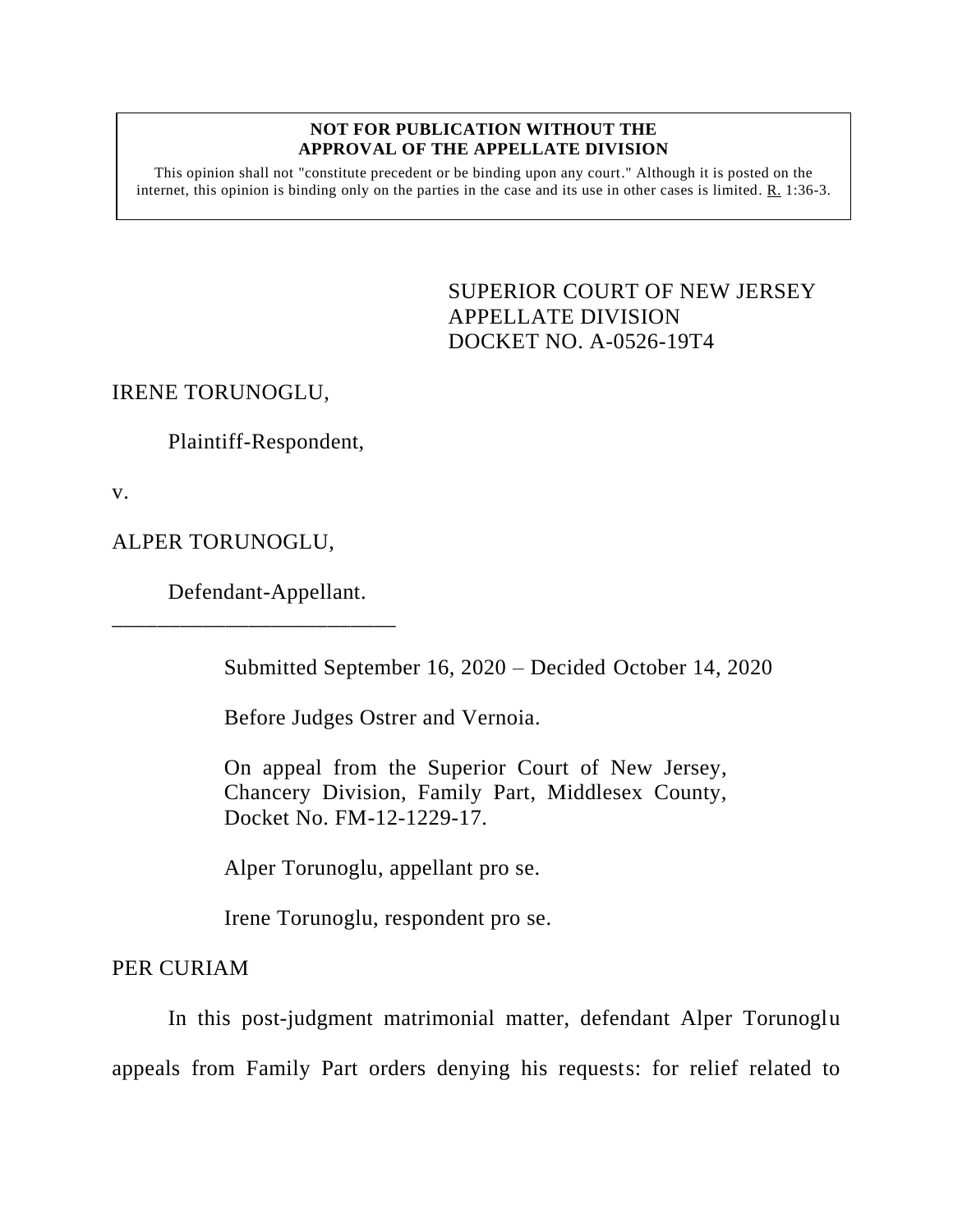**NOT FOR PUBLICATION WITHOUT THE APPROVAL OF THE APPELLATE DIVISION**

This opinion shall not "constitute precedent or be binding upon any court." Although it is posted on the internet, this opinion is binding only on the parties in the case and its use in other cases is limited. R. 1:36-3.

SUPERIOR COURT OF NEW JERSEY
APPELLATE DIVISION
DOCKET NO. A-0526-19T4

IRENE TORUNOGLU,

Plaintiff-Respondent,

v.

ALPER TORUNOGLU,

Defendant-Appellant.

\_\_\_\_\_\_\_\_\_\_\_\_\_\_\_\_\_\_\_\_\_\_\_\_\_\_\_

Submitted September 16, 2020 – Decided October 14, 2020

Before Judges Ostrer and Vernoia.

On appeal from the Superior Court of New Jersey, Chancery Division, Family Part, Middlesex County, Docket No. FM-12-1229-17.

Alper Torunoglu, appellant pro se.

Irene Torunoglu, respondent pro se.

PER CURIAM

In this post-judgment matrimonial matter, defendant Alper Torunoglu appeals from Family Part orders denying his requests: for relief related to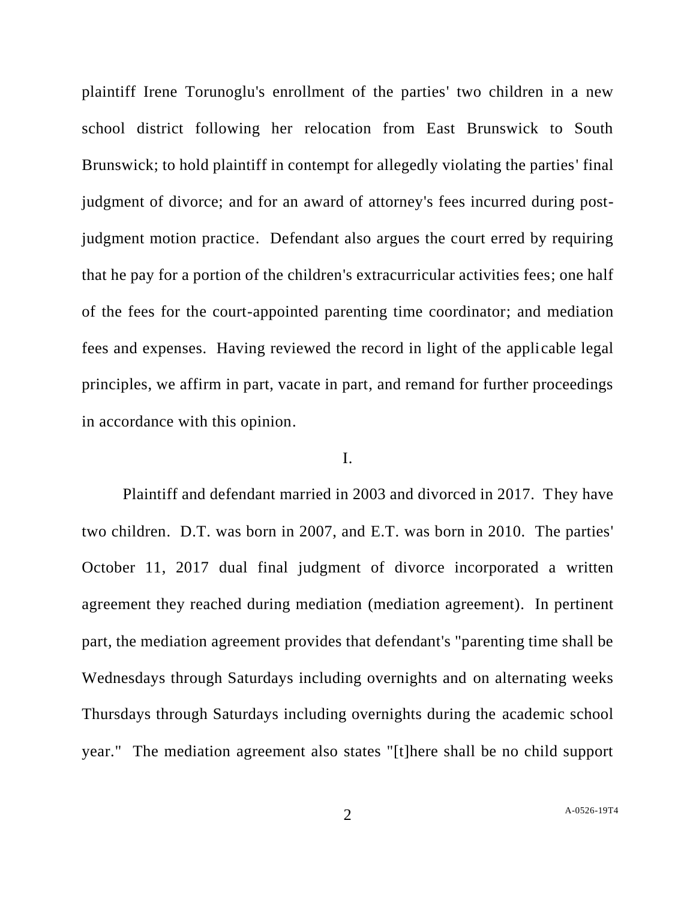plaintiff Irene Torunoglu's enrollment of the parties' two children in a new school district following her relocation from East Brunswick to South Brunswick; to hold plaintiff in contempt for allegedly violating the parties' final judgment of divorce; and for an award of attorney's fees incurred during post-judgment motion practice. Defendant also argues the court erred by requiring that he pay for a portion of the children's extracurricular activities fees; one half of the fees for the court-appointed parenting time coordinator; and mediation fees and expenses. Having reviewed the record in light of the applicable legal principles, we affirm in part, vacate in part, and remand for further proceedings in accordance with this opinion.

## I.

Plaintiff and defendant married in 2003 and divorced in 2017. They have two children. D.T. was born in 2007, and E.T. was born in 2010. The parties' October 11, 2017 dual final judgment of divorce incorporated a written agreement they reached during mediation (mediation agreement). In pertinent part, the mediation agreement provides that defendant's "parenting time shall be Wednesdays through Saturdays including overnights and on alternating weeks Thursdays through Saturdays including overnights during the academic school year." The mediation agreement also states "[t]here shall be no child support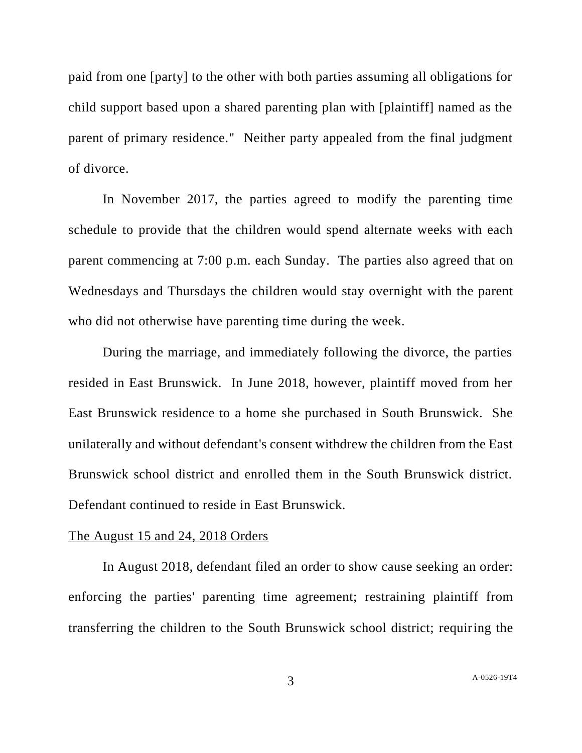paid from one [party] to the other with both parties assuming all obligations for child support based upon a shared parenting plan with [plaintiff] named as the parent of primary residence." Neither party appealed from the final judgment of divorce.

In November 2017, the parties agreed to modify the parenting time schedule to provide that the children would spend alternate weeks with each parent commencing at 7:00 p.m. each Sunday. The parties also agreed that on Wednesdays and Thursdays the children would stay overnight with the parent who did not otherwise have parenting time during the week.

During the marriage, and immediately following the divorce, the parties resided in East Brunswick. In June 2018, however, plaintiff moved from her East Brunswick residence to a home she purchased in South Brunswick. She unilaterally and without defendant's consent withdrew the children from the East Brunswick school district and enrolled them in the South Brunswick district. Defendant continued to reside in East Brunswick.

<u>The August 15 and 24, 2018 Orders</u>

In August 2018, defendant filed an order to show cause seeking an order: enforcing the parties' parenting time agreement; restraining plaintiff from transferring the children to the South Brunswick school district; requiring the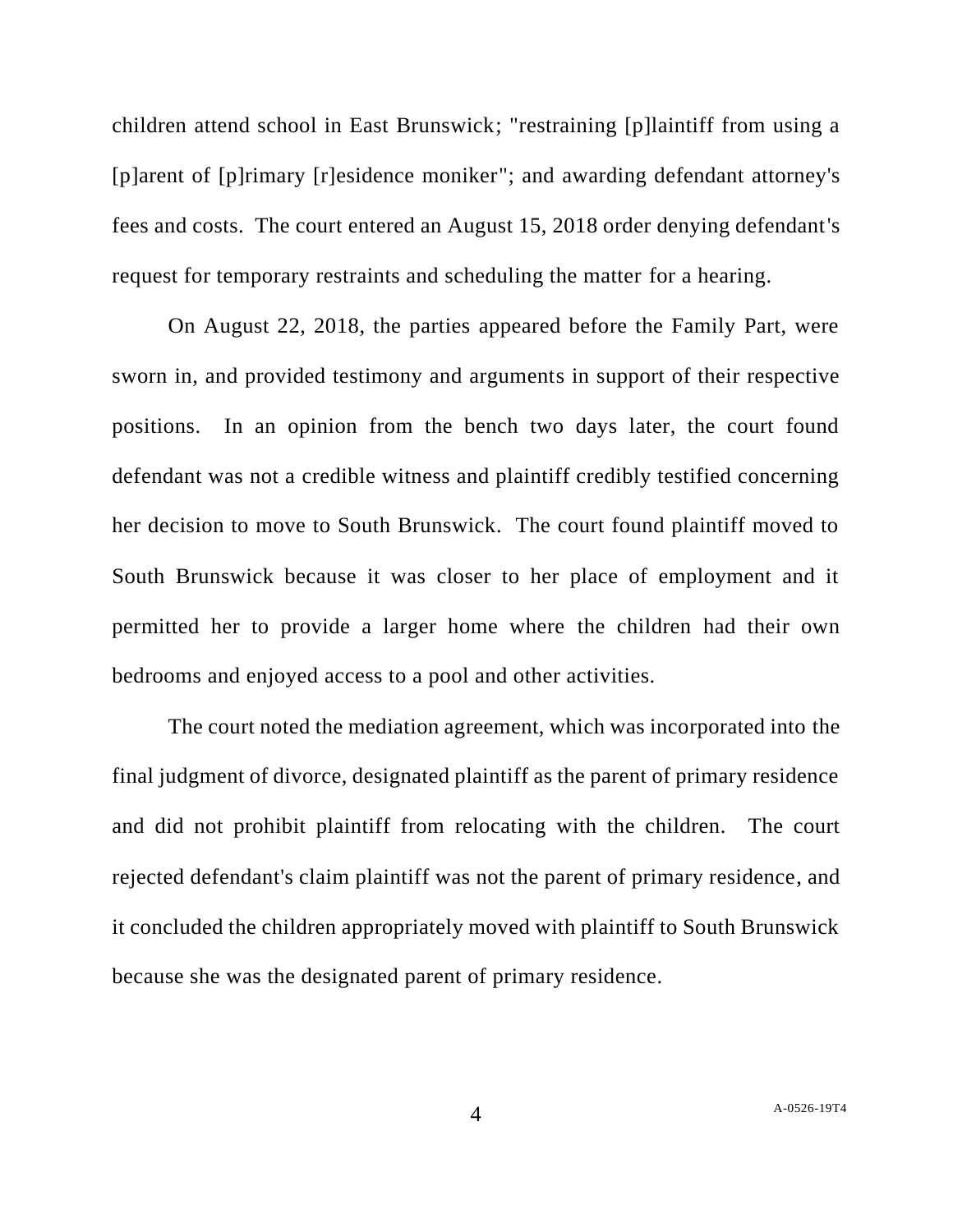children attend school in East Brunswick; "restraining [p]laintiff from using a [p]arent of [p]rimary [r]esidence moniker"; and awarding defendant attorney's fees and costs. The court entered an August 15, 2018 order denying defendant's request for temporary restraints and scheduling the matter for a hearing.

On August 22, 2018, the parties appeared before the Family Part, were sworn in, and provided testimony and arguments in support of their respective positions. In an opinion from the bench two days later, the court found defendant was not a credible witness and plaintiff credibly testified concerning her decision to move to South Brunswick. The court found plaintiff moved to South Brunswick because it was closer to her place of employment and it permitted her to provide a larger home where the children had their own bedrooms and enjoyed access to a pool and other activities.

The court noted the mediation agreement, which was incorporated into the final judgment of divorce, designated plaintiff as the parent of primary residence and did not prohibit plaintiff from relocating with the children. The court rejected defendant's claim plaintiff was not the parent of primary residence, and it concluded the children appropriately moved with plaintiff to South Brunswick because she was the designated parent of primary residence.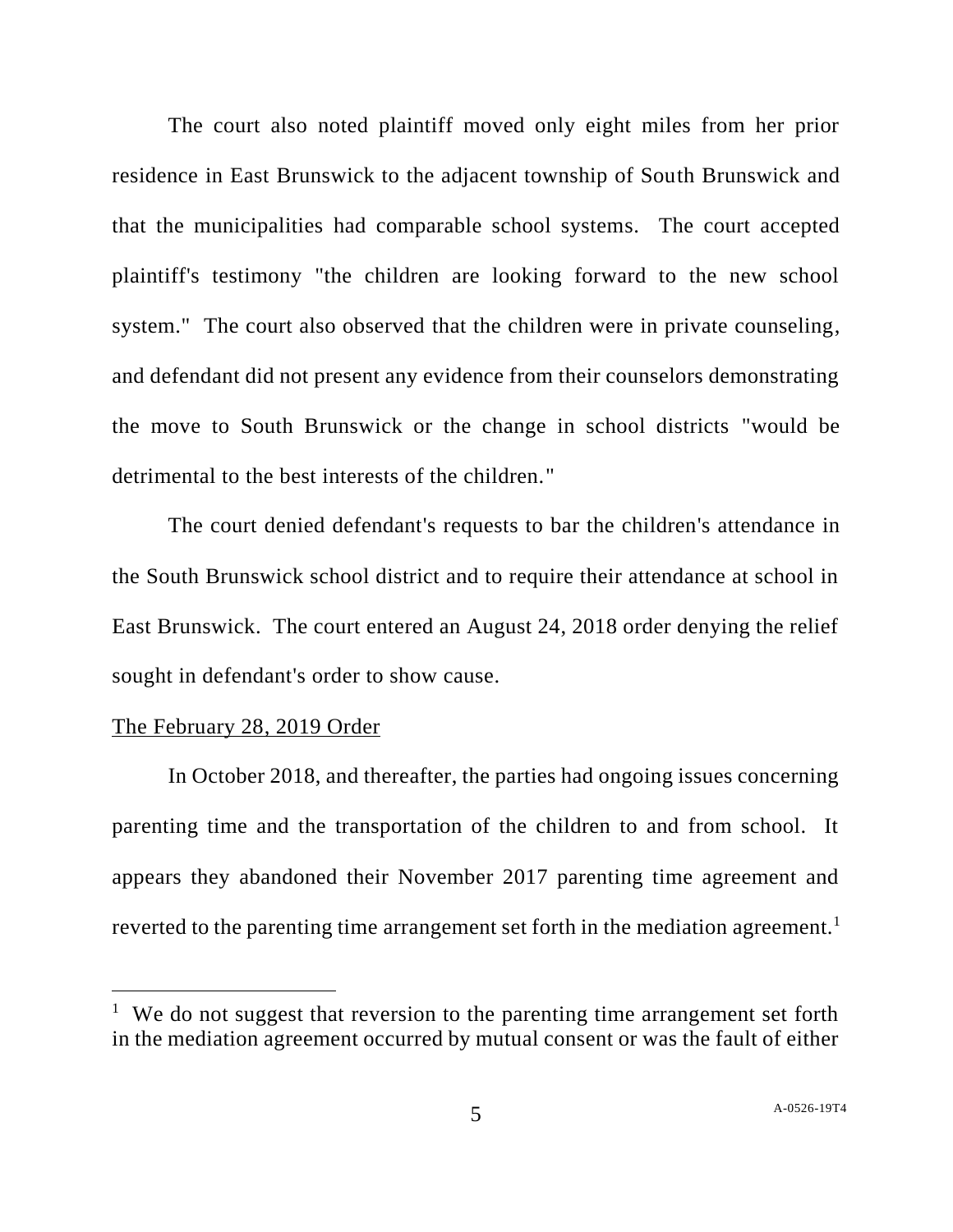The court also noted plaintiff moved only eight miles from her prior residence in East Brunswick to the adjacent township of South Brunswick and that the municipalities had comparable school systems. The court accepted plaintiff's testimony "the children are looking forward to the new school system." The court also observed that the children were in private counseling, and defendant did not present any evidence from their counselors demonstrating the move to South Brunswick or the change in school districts "would be detrimental to the best interests of the children."

The court denied defendant's requests to bar the children's attendance in the South Brunswick school district and to require their attendance at school in East Brunswick. The court entered an August 24, 2018 order denying the relief sought in defendant's order to show cause.

The February 28, 2019 Order

In October 2018, and thereafter, the parties had ongoing issues concerning parenting time and the transportation of the children to and from school. It appears they abandoned their November 2017 parenting time agreement and reverted to the parenting time arrangement set forth in the mediation agreement.[1]

[1] We do not suggest that reversion to the parenting time arrangement set forth in the mediation agreement occurred by mutual consent or was the fault of either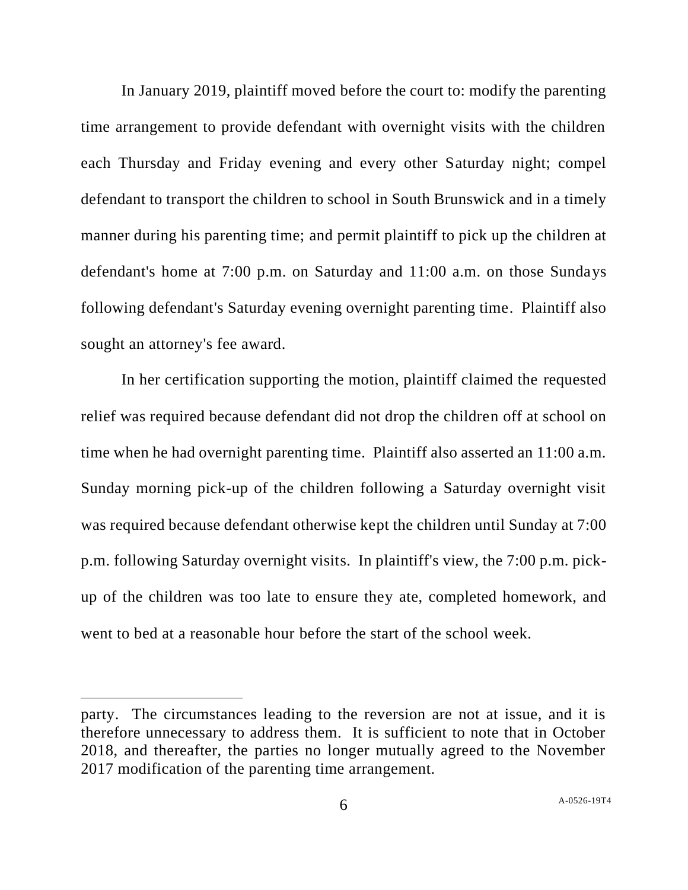In January 2019, plaintiff moved before the court to: modify the parenting time arrangement to provide defendant with overnight visits with the children each Thursday and Friday evening and every other Saturday night; compel defendant to transport the children to school in South Brunswick and in a timely manner during his parenting time; and permit plaintiff to pick up the children at defendant's home at 7:00 p.m. on Saturday and 11:00 a.m. on those Sundays following defendant's Saturday evening overnight parenting time. Plaintiff also sought an attorney's fee award.

In her certification supporting the motion, plaintiff claimed the requested relief was required because defendant did not drop the children off at school on time when he had overnight parenting time. Plaintiff also asserted an 11:00 a.m. Sunday morning pick-up of the children following a Saturday overnight visit was required because defendant otherwise kept the children until Sunday at 7:00 p.m. following Saturday overnight visits. In plaintiff's view, the 7:00 p.m. pick-up of the children was too late to ensure they ate, completed homework, and went to bed at a reasonable hour before the start of the school week.

---

party. The circumstances leading to the reversion are not at issue, and it is therefore unnecessary to address them. It is sufficient to note that in October 2018, and thereafter, the parties no longer mutually agreed to the November 2017 modification of the parenting time arrangement.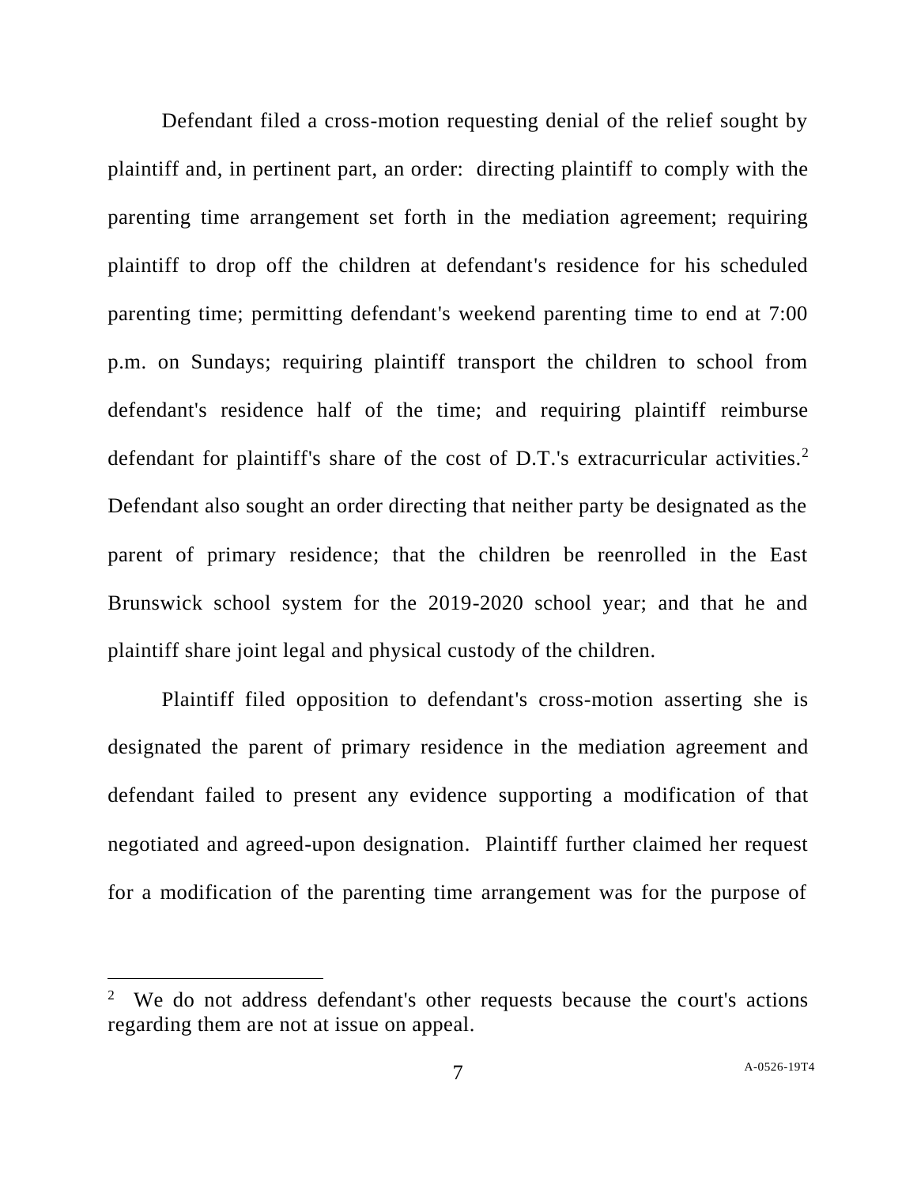Defendant filed a cross-motion requesting denial of the relief sought by plaintiff and, in pertinent part, an order: directing plaintiff to comply with the parenting time arrangement set forth in the mediation agreement; requiring plaintiff to drop off the children at defendant's residence for his scheduled parenting time; permitting defendant's weekend parenting time to end at 7:00 p.m. on Sundays; requiring plaintiff transport the children to school from defendant's residence half of the time; and requiring plaintiff reimburse defendant for plaintiff's share of the cost of D.T.'s extracurricular activities.[2] Defendant also sought an order directing that neither party be designated as the parent of primary residence; that the children be reenrolled in the East Brunswick school system for the 2019-2020 school year; and that he and plaintiff share joint legal and physical custody of the children.

Plaintiff filed opposition to defendant's cross-motion asserting she is designated the parent of primary residence in the mediation agreement and defendant failed to present any evidence supporting a modification of that negotiated and agreed-upon designation. Plaintiff further claimed her request for a modification of the parenting time arrangement was for the purpose of

---

[2] We do not address defendant's other requests because the court's actions regarding them are not at issue on appeal.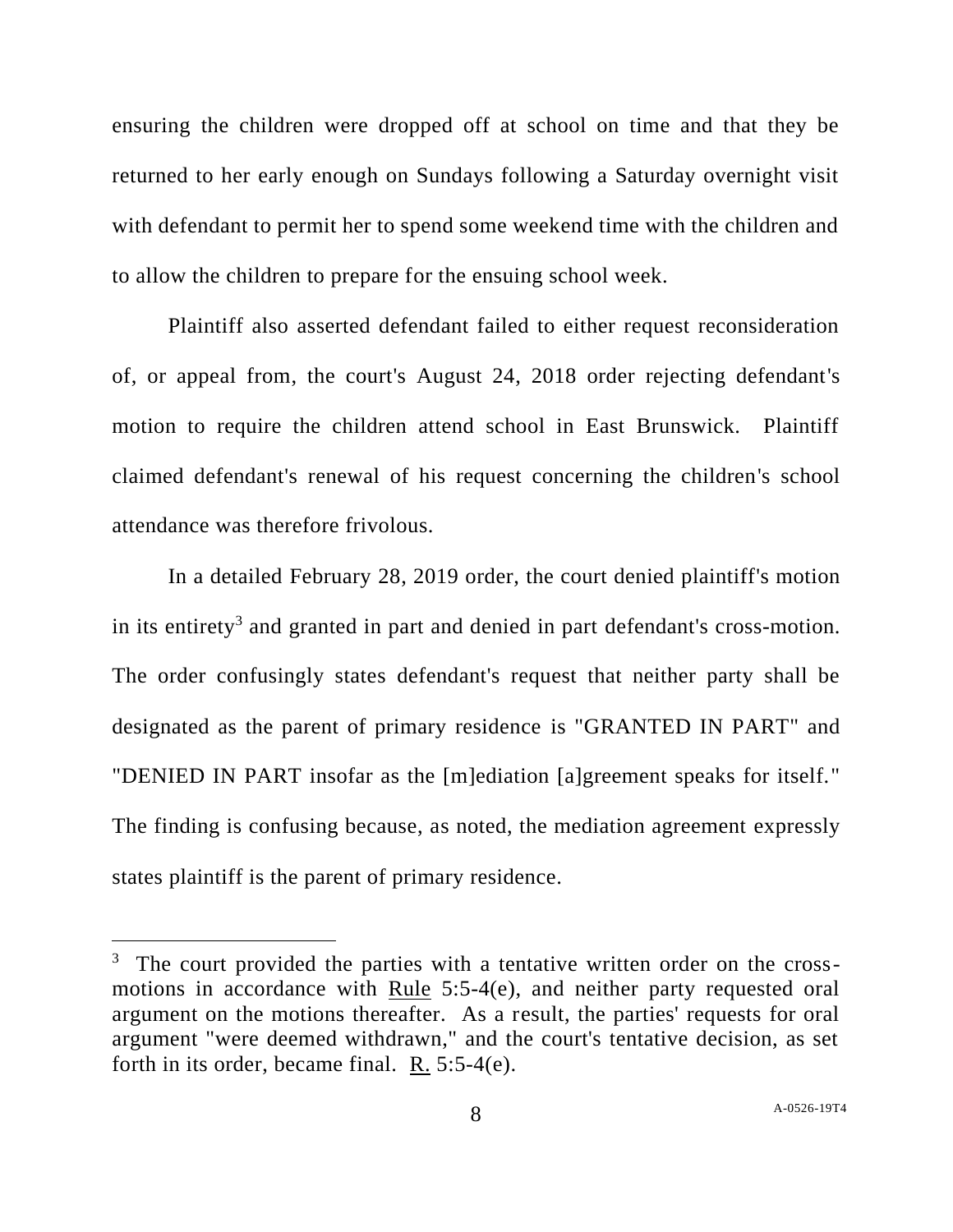ensuring the children were dropped off at school on time and that they be returned to her early enough on Sundays following a Saturday overnight visit with defendant to permit her to spend some weekend time with the children and to allow the children to prepare for the ensuing school week.

Plaintiff also asserted defendant failed to either request reconsideration of, or appeal from, the court's August 24, 2018 order rejecting defendant's motion to require the children attend school in East Brunswick. Plaintiff claimed defendant's renewal of his request concerning the children's school attendance was therefore frivolous.

In a detailed February 28, 2019 order, the court denied plaintiff's motion in its entirety[3] and granted in part and denied in part defendant's cross-motion. The order confusingly states defendant's request that neither party shall be designated as the parent of primary residence is "GRANTED IN PART" and "DENIED IN PART insofar as the [m]ediation [a]greement speaks for itself." The finding is confusing because, as noted, the mediation agreement expressly states plaintiff is the parent of primary residence.

---

[3] The court provided the parties with a tentative written order on the cross-motions in accordance with Rule 5:5-4(e), and neither party requested oral argument on the motions thereafter. As a result, the parties' requests for oral argument "were deemed withdrawn," and the court's tentative decision, as set forth in its order, became final. R. 5:5-4(e).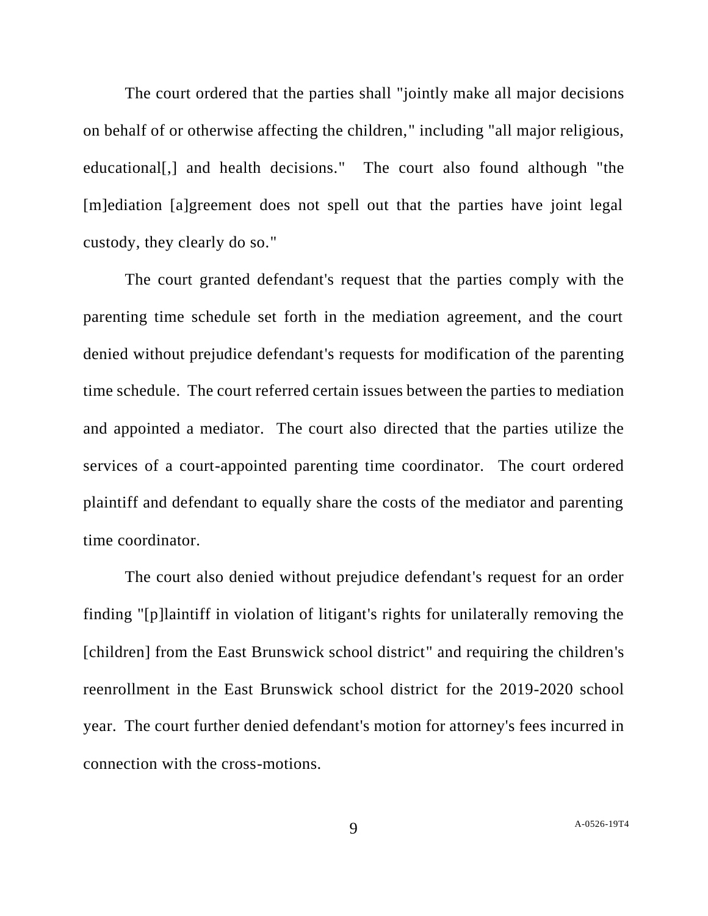The court ordered that the parties shall "jointly make all major decisions on behalf of or otherwise affecting the children," including "all major religious, educational[,] and health decisions." The court also found although "the [m]ediation [a]greement does not spell out that the parties have joint legal custody, they clearly do so."

The court granted defendant's request that the parties comply with the parenting time schedule set forth in the mediation agreement, and the court denied without prejudice defendant's requests for modification of the parenting time schedule. The court referred certain issues between the parties to mediation and appointed a mediator. The court also directed that the parties utilize the services of a court-appointed parenting time coordinator. The court ordered plaintiff and defendant to equally share the costs of the mediator and parenting time coordinator.

The court also denied without prejudice defendant's request for an order finding "[p]laintiff in violation of litigant's rights for unilaterally removing the [children] from the East Brunswick school district" and requiring the children's reenrollment in the East Brunswick school district for the 2019-2020 school year. The court further denied defendant's motion for attorney's fees incurred in connection with the cross-motions.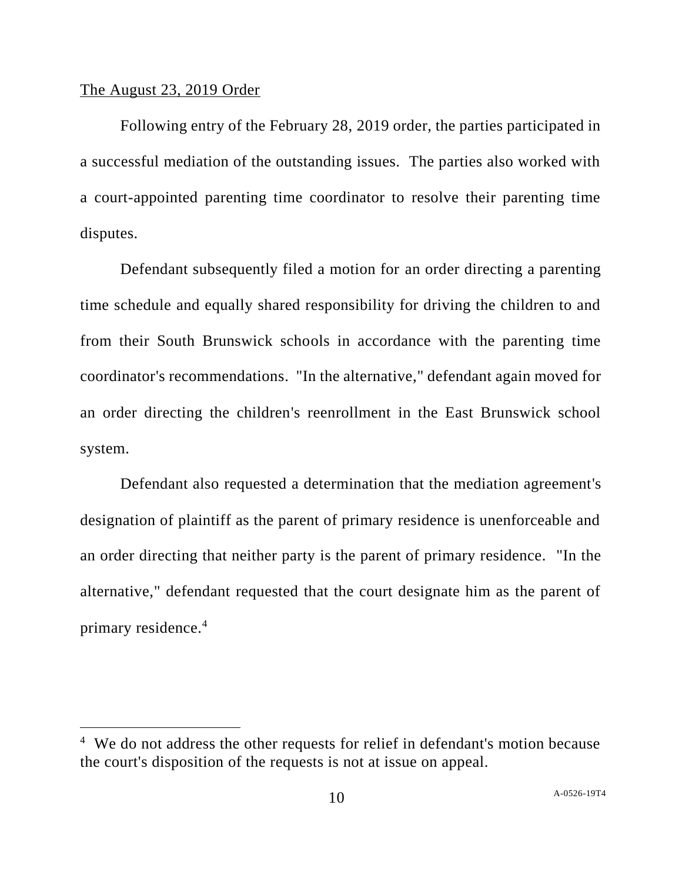The August 23, 2019 Order

Following entry of the February 28, 2019 order, the parties participated in a successful mediation of the outstanding issues. The parties also worked with a court-appointed parenting time coordinator to resolve their parenting time disputes.

Defendant subsequently filed a motion for an order directing a parenting time schedule and equally shared responsibility for driving the children to and from their South Brunswick schools in accordance with the parenting time coordinator's recommendations. "In the alternative," defendant again moved for an order directing the children's reenrollment in the East Brunswick school system.

Defendant also requested a determination that the mediation agreement's designation of plaintiff as the parent of primary residence is unenforceable and an order directing that neither party is the parent of primary residence. "In the alternative," defendant requested that the court designate him as the parent of primary residence.[4]

[4] We do not address the other requests for relief in defendant's motion because the court's disposition of the requests is not at issue on appeal.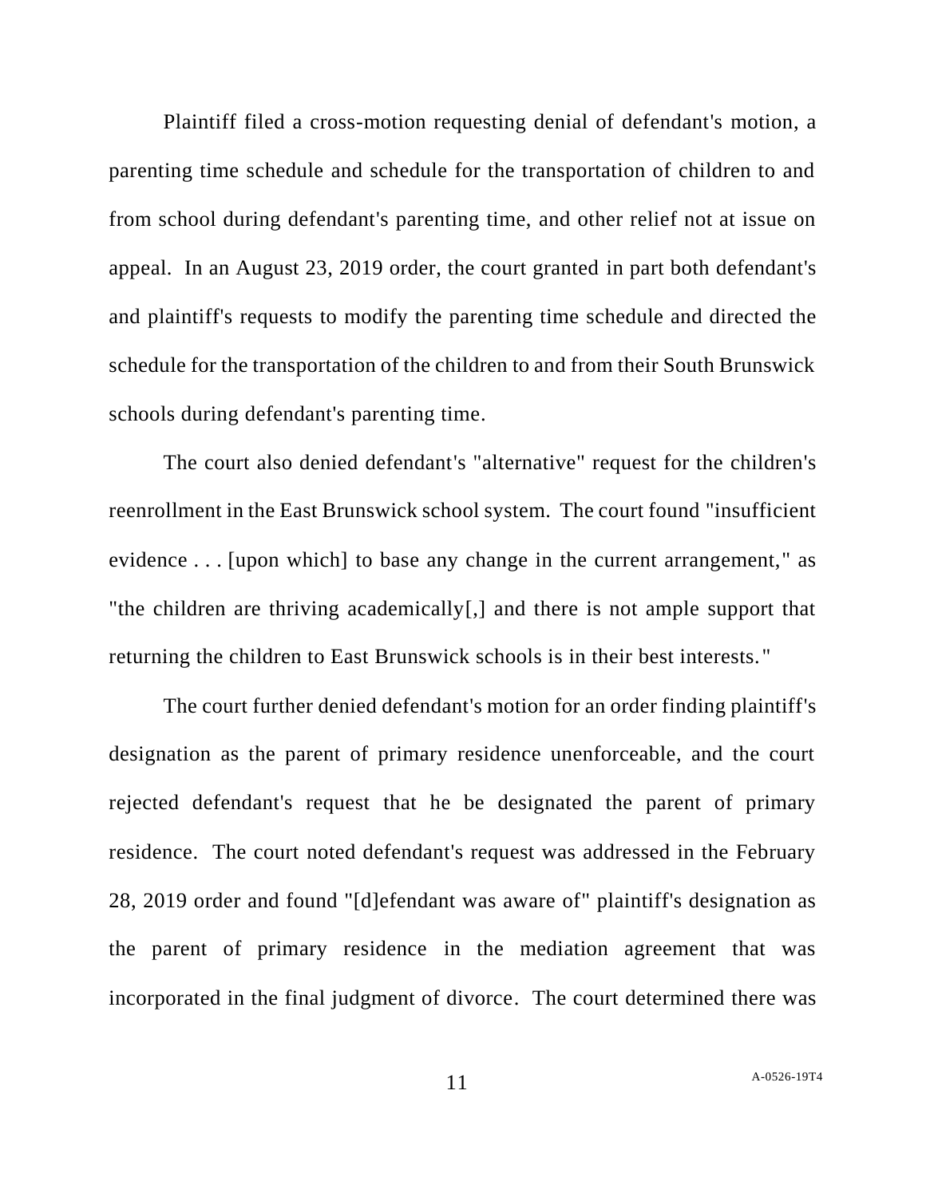Plaintiff filed a cross-motion requesting denial of defendant's motion, a parenting time schedule and schedule for the transportation of children to and from school during defendant's parenting time, and other relief not at issue on appeal. In an August 23, 2019 order, the court granted in part both defendant's and plaintiff's requests to modify the parenting time schedule and directed the schedule for the transportation of the children to and from their South Brunswick schools during defendant's parenting time.

The court also denied defendant's "alternative" request for the children's reenrollment in the East Brunswick school system. The court found "insufficient evidence . . . [upon which] to base any change in the current arrangement," as "the children are thriving academically[,] and there is not ample support that returning the children to East Brunswick schools is in their best interests."

The court further denied defendant's motion for an order finding plaintiff's designation as the parent of primary residence unenforceable, and the court rejected defendant's request that he be designated the parent of primary residence. The court noted defendant's request was addressed in the February 28, 2019 order and found "[d]efendant was aware of" plaintiff's designation as the parent of primary residence in the mediation agreement that was incorporated in the final judgment of divorce. The court determined there was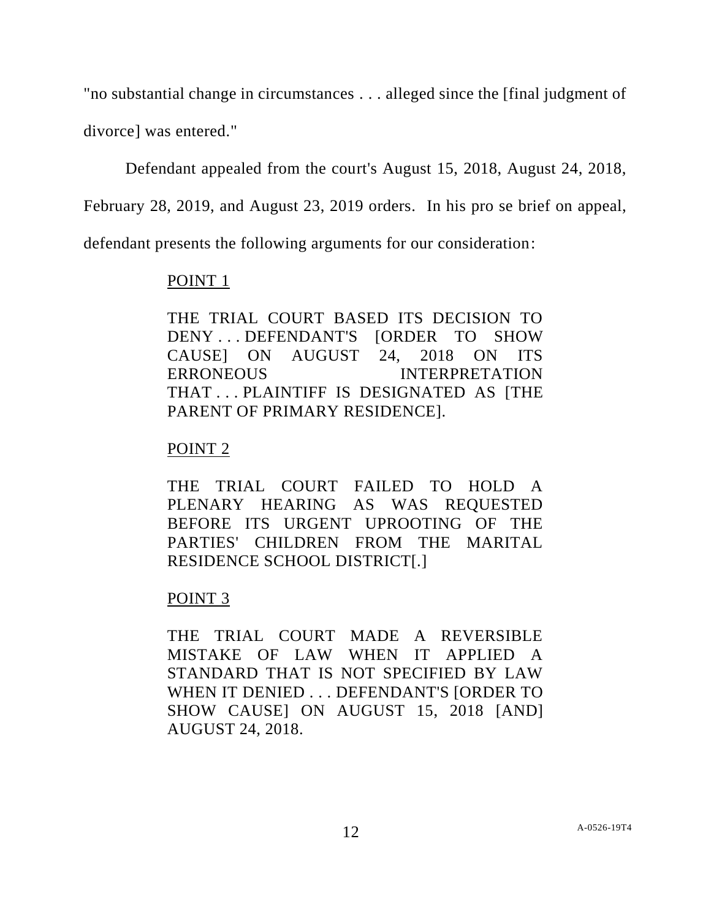"no substantial change in circumstances . . . alleged since the [final judgment of divorce] was entered."

Defendant appealed from the court's August 15, 2018, August 24, 2018, February 28, 2019, and August 23, 2019 orders. In his pro se brief on appeal, defendant presents the following arguments for our consideration:

> POINT 1
>
> THE TRIAL COURT BASED ITS DECISION TO DENY . . . DEFENDANT'S [ORDER TO SHOW CAUSE] ON AUGUST 24, 2018 ON ITS ERRONEOUS INTERPRETATION THAT . . . PLAINTIFF IS DESIGNATED AS [THE PARENT OF PRIMARY RESIDENCE].
>
> POINT 2
>
> THE TRIAL COURT FAILED TO HOLD A PLENARY HEARING AS WAS REQUESTED BEFORE ITS URGENT UPROOTING OF THE PARTIES' CHILDREN FROM THE MARITAL RESIDENCE SCHOOL DISTRICT[.]
>
> POINT 3
>
> THE TRIAL COURT MADE A REVERSIBLE MISTAKE OF LAW WHEN IT APPLIED A STANDARD THAT IS NOT SPECIFIED BY LAW WHEN IT DENIED . . . DEFENDANT'S [ORDER TO SHOW CAUSE] ON AUGUST 15, 2018 [AND] AUGUST 24, 2018.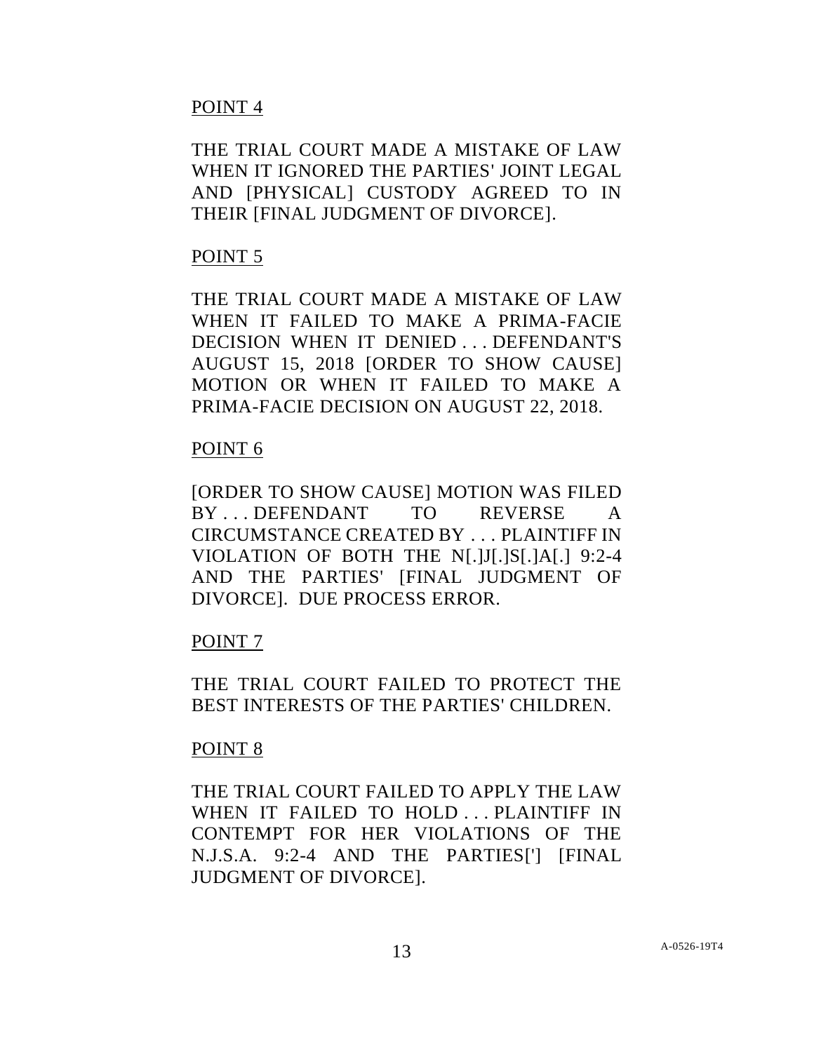POINT 4

THE TRIAL COURT MADE A MISTAKE OF LAW WHEN IT IGNORED THE PARTIES' JOINT LEGAL AND [PHYSICAL] CUSTODY AGREED TO IN THEIR [FINAL JUDGMENT OF DIVORCE].

POINT 5

THE TRIAL COURT MADE A MISTAKE OF LAW WHEN IT FAILED TO MAKE A PRIMA-FACIE DECISION WHEN IT DENIED . . . DEFENDANT'S AUGUST 15, 2018 [ORDER TO SHOW CAUSE] MOTION OR WHEN IT FAILED TO MAKE A PRIMA-FACIE DECISION ON AUGUST 22, 2018.

POINT 6

[ORDER TO SHOW CAUSE] MOTION WAS FILED BY . . . DEFENDANT TO REVERSE A CIRCUMSTANCE CREATED BY . . . PLAINTIFF IN VIOLATION OF BOTH THE N[.]J[.]S[.]A[.] 9:2-4 AND THE PARTIES' [FINAL JUDGMENT OF DIVORCE]. DUE PROCESS ERROR.

POINT 7

THE TRIAL COURT FAILED TO PROTECT THE BEST INTERESTS OF THE PARTIES' CHILDREN.

POINT 8

THE TRIAL COURT FAILED TO APPLY THE LAW WHEN IT FAILED TO HOLD . . . PLAINTIFF IN CONTEMPT FOR HER VIOLATIONS OF THE N.J.S.A. 9:2-4 AND THE PARTIES['] [FINAL JUDGMENT OF DIVORCE].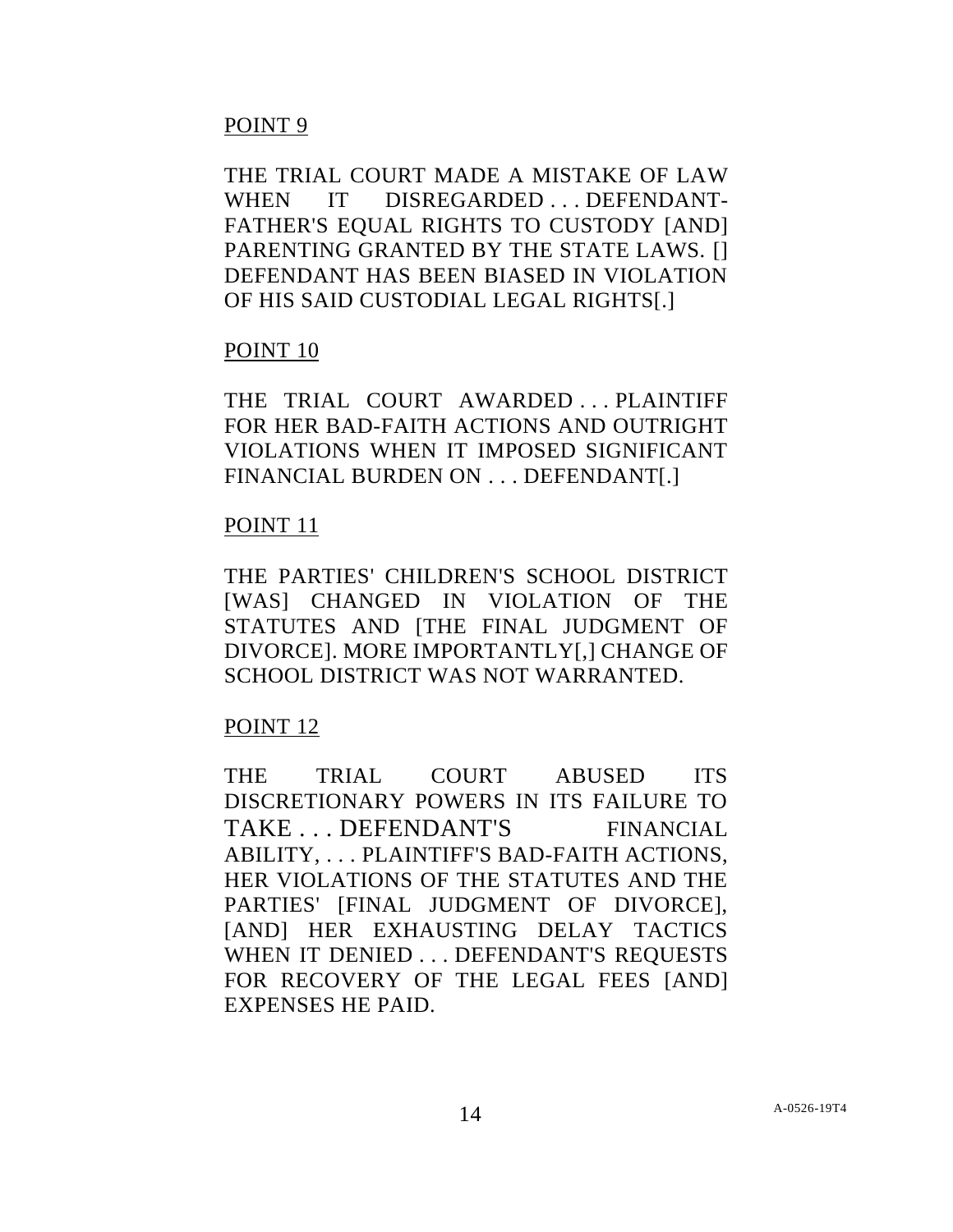POINT 9

THE TRIAL COURT MADE A MISTAKE OF LAW WHEN IT DISREGARDED . . . DEFENDANT-FATHER'S EQUAL RIGHTS TO CUSTODY [AND] PARENTING GRANTED BY THE STATE LAWS. [] DEFENDANT HAS BEEN BIASED IN VIOLATION OF HIS SAID CUSTODIAL LEGAL RIGHTS[.]

POINT 10

THE TRIAL COURT AWARDED . . . PLAINTIFF FOR HER BAD-FAITH ACTIONS AND OUTRIGHT VIOLATIONS WHEN IT IMPOSED SIGNIFICANT FINANCIAL BURDEN ON . . . DEFENDANT[.]

POINT 11

THE PARTIES' CHILDREN'S SCHOOL DISTRICT [WAS] CHANGED IN VIOLATION OF THE STATUTES AND [THE FINAL JUDGMENT OF DIVORCE]. MORE IMPORTANTLY[,] CHANGE OF SCHOOL DISTRICT WAS NOT WARRANTED.

POINT 12

THE TRIAL COURT ABUSED ITS DISCRETIONARY POWERS IN ITS FAILURE TO TAKE . . . DEFENDANT'S FINANCIAL ABILITY, . . . PLAINTIFF'S BAD-FAITH ACTIONS, HER VIOLATIONS OF THE STATUTES AND THE PARTIES' [FINAL JUDGMENT OF DIVORCE], [AND] HER EXHAUSTING DELAY TACTICS WHEN IT DENIED . . . DEFENDANT'S REQUESTS FOR RECOVERY OF THE LEGAL FEES [AND] EXPENSES HE PAID.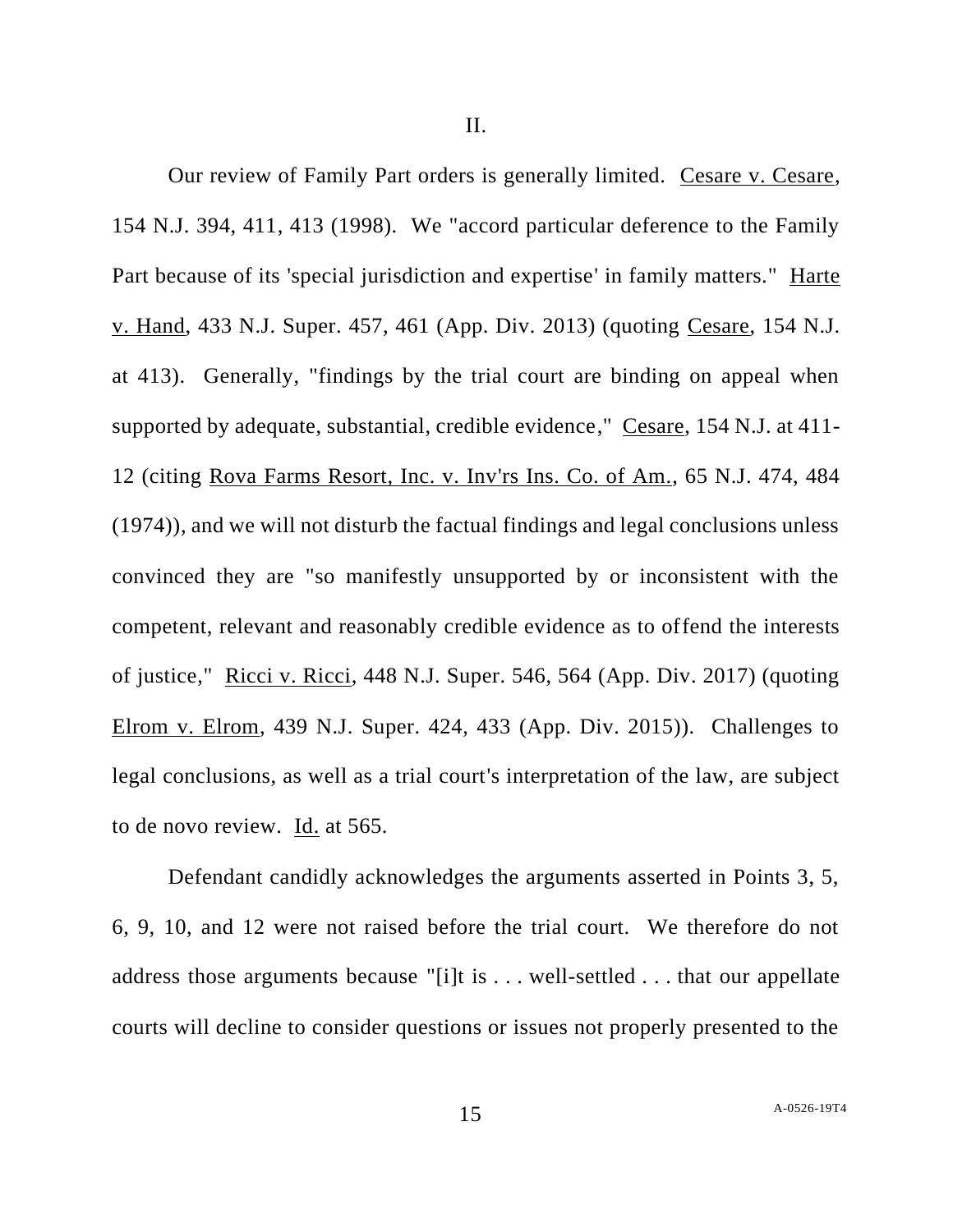## II.

Our review of Family Part orders is generally limited. Cesare v. Cesare, 154 N.J. 394, 411, 413 (1998). We "accord particular deference to the Family Part because of its 'special jurisdiction and expertise' in family matters." Harte v. Hand, 433 N.J. Super. 457, 461 (App. Div. 2013) (quoting Cesare, 154 N.J. at 413). Generally, "findings by the trial court are binding on appeal when supported by adequate, substantial, credible evidence," Cesare, 154 N.J. at 411-12 (citing Rova Farms Resort, Inc. v. Inv'rs Ins. Co. of Am., 65 N.J. 474, 484 (1974)), and we will not disturb the factual findings and legal conclusions unless convinced they are "so manifestly unsupported by or inconsistent with the competent, relevant and reasonably credible evidence as to offend the interests of justice," Ricci v. Ricci, 448 N.J. Super. 546, 564 (App. Div. 2017) (quoting Elrom v. Elrom, 439 N.J. Super. 424, 433 (App. Div. 2015)). Challenges to legal conclusions, as well as a trial court's interpretation of the law, are subject to de novo review. Id. at 565.

Defendant candidly acknowledges the arguments asserted in Points 3, 5, 6, 9, 10, and 12 were not raised before the trial court. We therefore do not address those arguments because "[i]t is . . . well-settled . . . that our appellate courts will decline to consider questions or issues not properly presented to the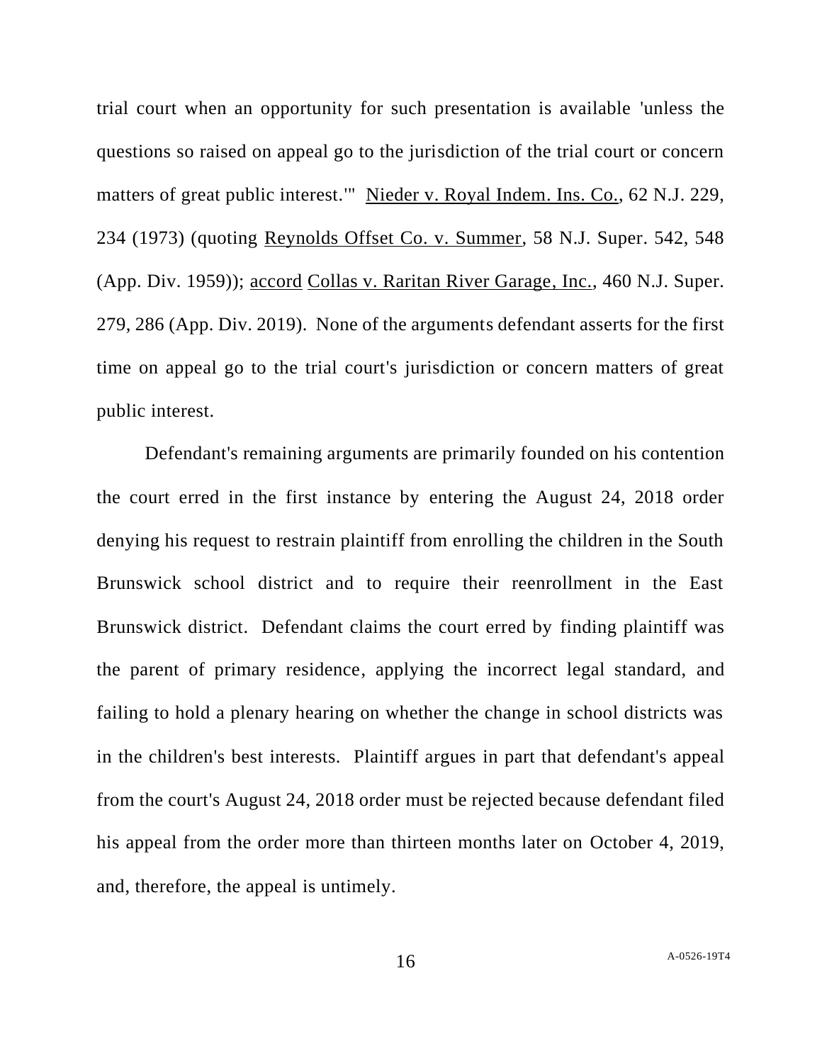trial court when an opportunity for such presentation is available 'unless the questions so raised on appeal go to the jurisdiction of the trial court or concern matters of great public interest.'" Nieder v. Royal Indem. Ins. Co., 62 N.J. 229, 234 (1973) (quoting Reynolds Offset Co. v. Summer, 58 N.J. Super. 542, 548 (App. Div. 1959)); accord Collas v. Raritan River Garage, Inc., 460 N.J. Super. 279, 286 (App. Div. 2019). None of the arguments defendant asserts for the first time on appeal go to the trial court's jurisdiction or concern matters of great public interest.

Defendant's remaining arguments are primarily founded on his contention the court erred in the first instance by entering the August 24, 2018 order denying his request to restrain plaintiff from enrolling the children in the South Brunswick school district and to require their reenrollment in the East Brunswick district. Defendant claims the court erred by finding plaintiff was the parent of primary residence, applying the incorrect legal standard, and failing to hold a plenary hearing on whether the change in school districts was in the children's best interests. Plaintiff argues in part that defendant's appeal from the court's August 24, 2018 order must be rejected because defendant filed his appeal from the order more than thirteen months later on October 4, 2019, and, therefore, the appeal is untimely.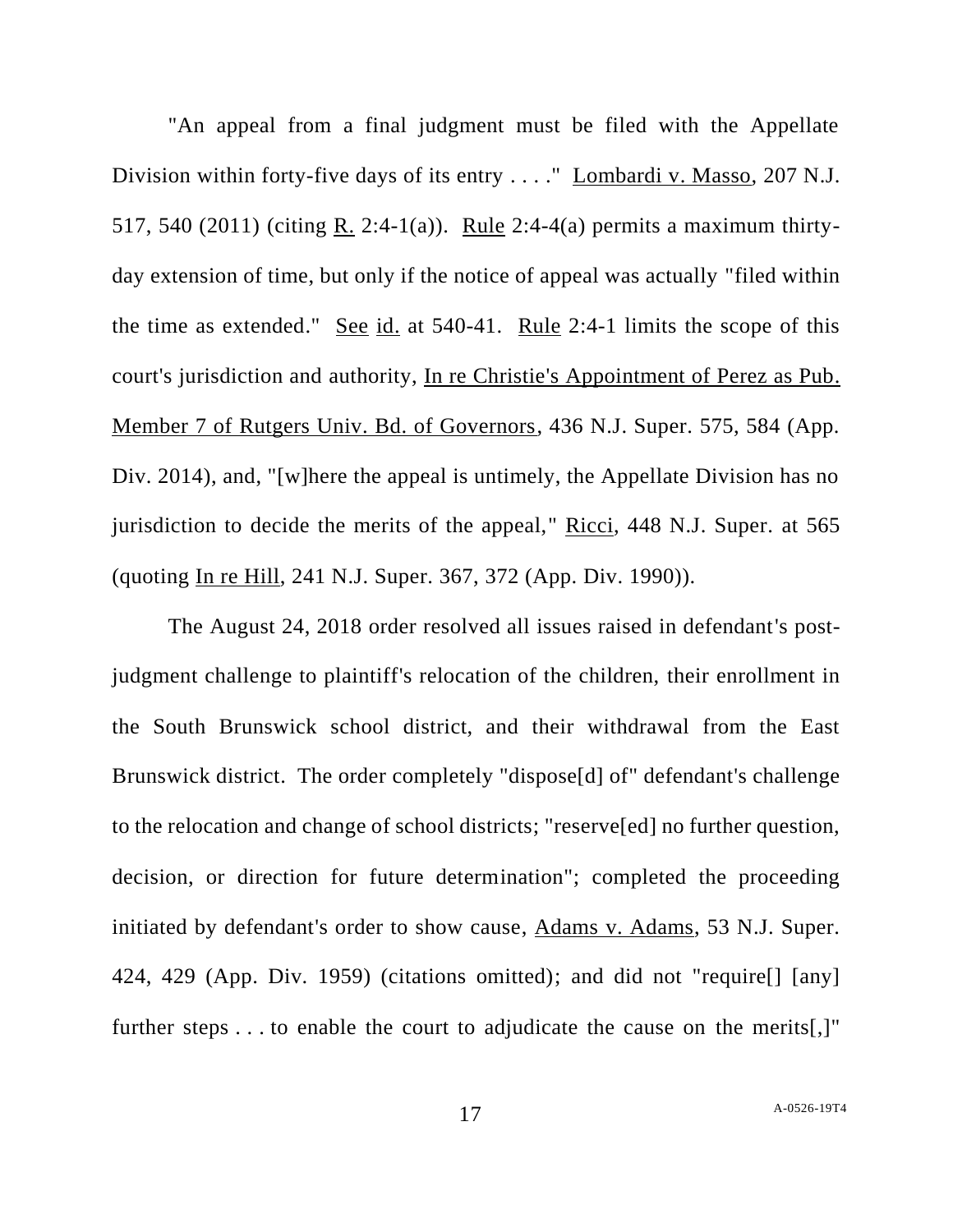"An appeal from a final judgment must be filed with the Appellate Division within forty-five days of its entry . . . ." Lombardi v. Masso, 207 N.J. 517, 540 (2011) (citing R. 2:4-1(a)). Rule 2:4-4(a) permits a maximum thirty-day extension of time, but only if the notice of appeal was actually "filed within the time as extended." See id. at 540-41. Rule 2:4-1 limits the scope of this court's jurisdiction and authority, In re Christie's Appointment of Perez as Pub. Member 7 of Rutgers Univ. Bd. of Governors, 436 N.J. Super. 575, 584 (App. Div. 2014), and, "[w]here the appeal is untimely, the Appellate Division has no jurisdiction to decide the merits of the appeal," Ricci, 448 N.J. Super. at 565 (quoting In re Hill, 241 N.J. Super. 367, 372 (App. Div. 1990)).

The August 24, 2018 order resolved all issues raised in defendant's post-judgment challenge to plaintiff's relocation of the children, their enrollment in the South Brunswick school district, and their withdrawal from the East Brunswick district. The order completely "dispose[d] of" defendant's challenge to the relocation and change of school districts; "reserve[ed] no further question, decision, or direction for future determination"; completed the proceeding initiated by defendant's order to show cause, Adams v. Adams, 53 N.J. Super. 424, 429 (App. Div. 1959) (citations omitted); and did not "require[] [any] further steps . . . to enable the court to adjudicate the cause on the merits[,]"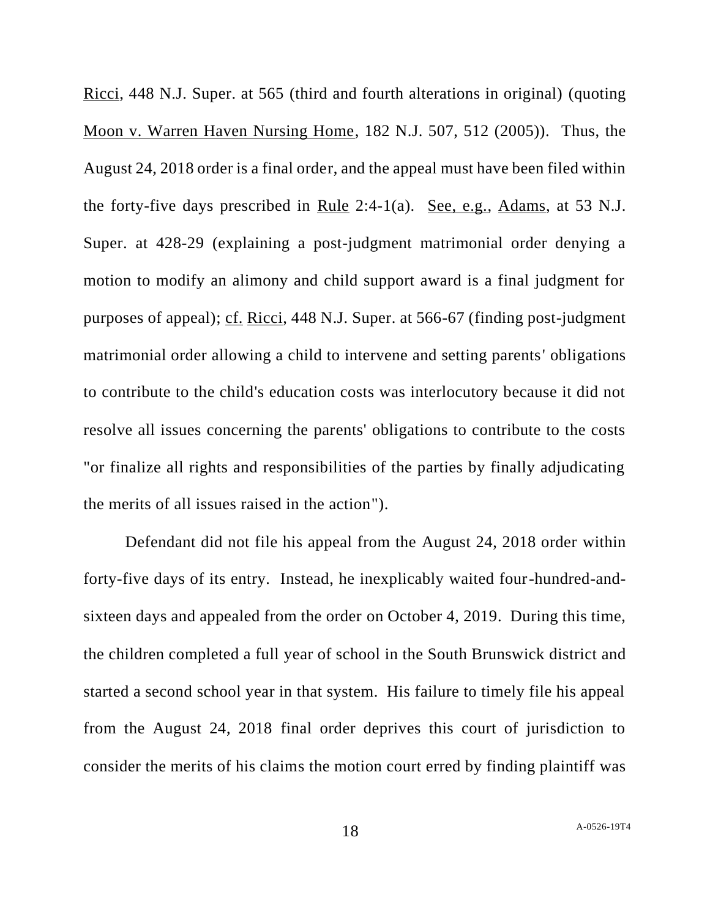Ricci, 448 N.J. Super. at 565 (third and fourth alterations in original) (quoting Moon v. Warren Haven Nursing Home, 182 N.J. 507, 512 (2005)). Thus, the August 24, 2018 order is a final order, and the appeal must have been filed within the forty-five days prescribed in Rule 2:4-1(a). See, e.g., Adams, at 53 N.J. Super. at 428-29 (explaining a post-judgment matrimonial order denying a motion to modify an alimony and child support award is a final judgment for purposes of appeal); cf. Ricci, 448 N.J. Super. at 566-67 (finding post-judgment matrimonial order allowing a child to intervene and setting parents' obligations to contribute to the child's education costs was interlocutory because it did not resolve all issues concerning the parents' obligations to contribute to the costs "or finalize all rights and responsibilities of the parties by finally adjudicating the merits of all issues raised in the action").

Defendant did not file his appeal from the August 24, 2018 order within forty-five days of its entry. Instead, he inexplicably waited four-hundred-and-sixteen days and appealed from the order on October 4, 2019. During this time, the children completed a full year of school in the South Brunswick district and started a second school year in that system. His failure to timely file his appeal from the August 24, 2018 final order deprives this court of jurisdiction to consider the merits of his claims the motion court erred by finding plaintiff was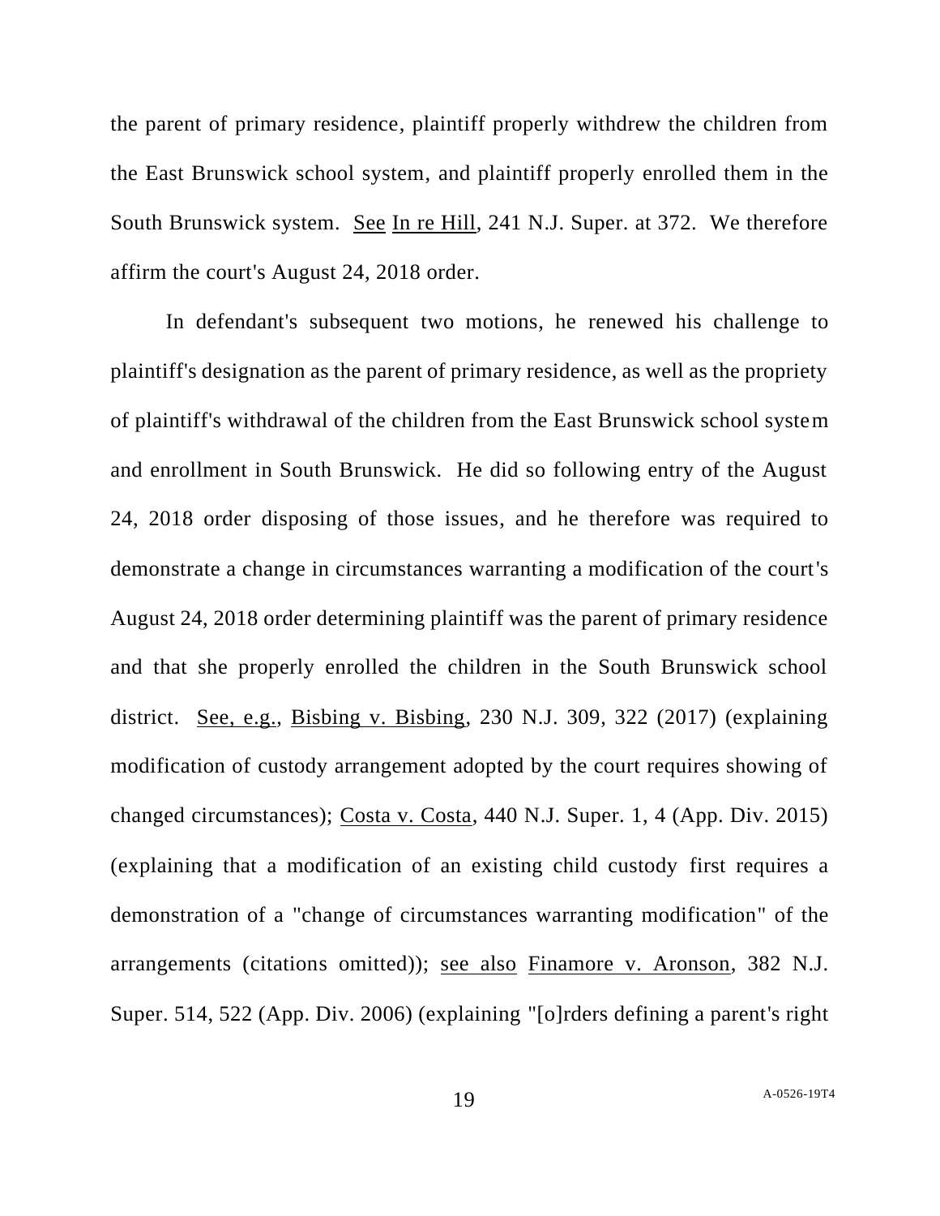the parent of primary residence, plaintiff properly withdrew the children from the East Brunswick school system, and plaintiff properly enrolled them in the South Brunswick system. See In re Hill, 241 N.J. Super. at 372. We therefore affirm the court's August 24, 2018 order.

In defendant's subsequent two motions, he renewed his challenge to plaintiff's designation as the parent of primary residence, as well as the propriety of plaintiff's withdrawal of the children from the East Brunswick school system and enrollment in South Brunswick. He did so following entry of the August 24, 2018 order disposing of those issues, and he therefore was required to demonstrate a change in circumstances warranting a modification of the court's August 24, 2018 order determining plaintiff was the parent of primary residence and that she properly enrolled the children in the South Brunswick school district. See, e.g., Bisbing v. Bisbing, 230 N.J. 309, 322 (2017) (explaining modification of custody arrangement adopted by the court requires showing of changed circumstances); Costa v. Costa, 440 N.J. Super. 1, 4 (App. Div. 2015) (explaining that a modification of an existing child custody first requires a demonstration of a "change of circumstances warranting modification" of the arrangements (citations omitted)); see also Finamore v. Aronson, 382 N.J. Super. 514, 522 (App. Div. 2006) (explaining "[o]rders defining a parent's right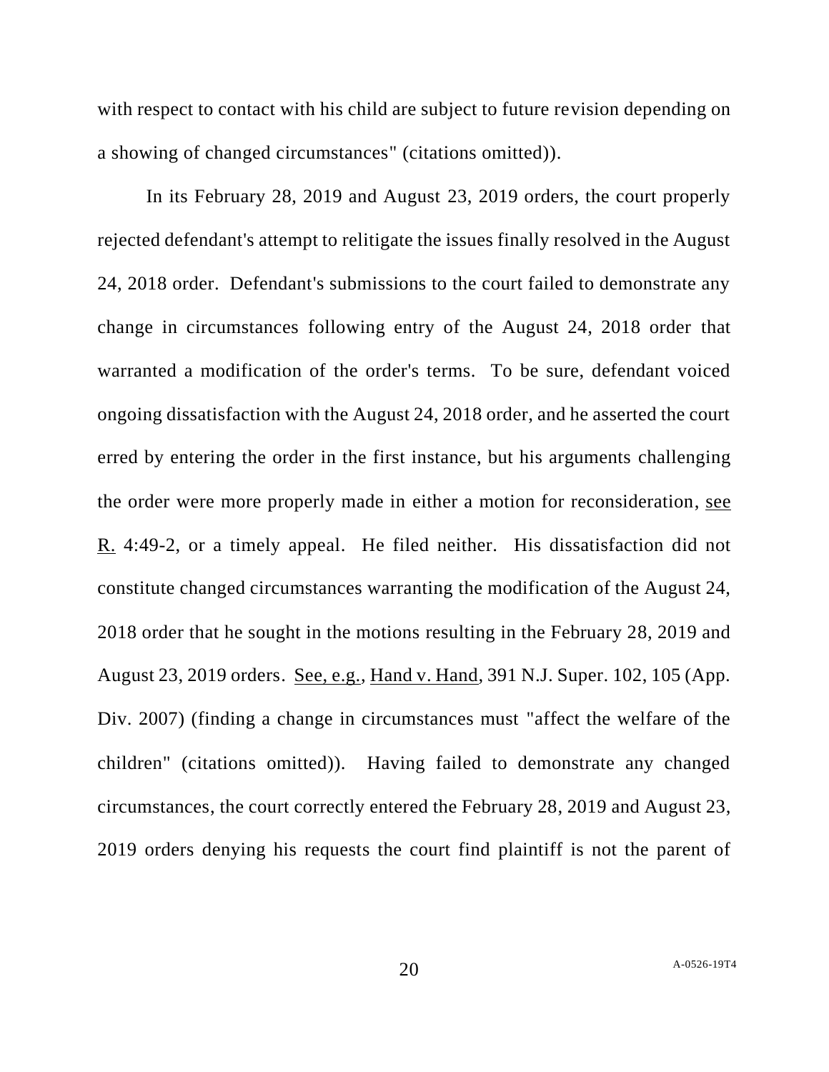with respect to contact with his child are subject to future revision depending on a showing of changed circumstances" (citations omitted)).

In its February 28, 2019 and August 23, 2019 orders, the court properly rejected defendant's attempt to relitigate the issues finally resolved in the August 24, 2018 order. Defendant's submissions to the court failed to demonstrate any change in circumstances following entry of the August 24, 2018 order that warranted a modification of the order's terms. To be sure, defendant voiced ongoing dissatisfaction with the August 24, 2018 order, and he asserted the court erred by entering the order in the first instance, but his arguments challenging the order were more properly made in either a motion for reconsideration, see R. 4:49-2, or a timely appeal. He filed neither. His dissatisfaction did not constitute changed circumstances warranting the modification of the August 24, 2018 order that he sought in the motions resulting in the February 28, 2019 and August 23, 2019 orders. See, e.g., Hand v. Hand, 391 N.J. Super. 102, 105 (App. Div. 2007) (finding a change in circumstances must "affect the welfare of the children" (citations omitted)). Having failed to demonstrate any changed circumstances, the court correctly entered the February 28, 2019 and August 23, 2019 orders denying his requests the court find plaintiff is not the parent of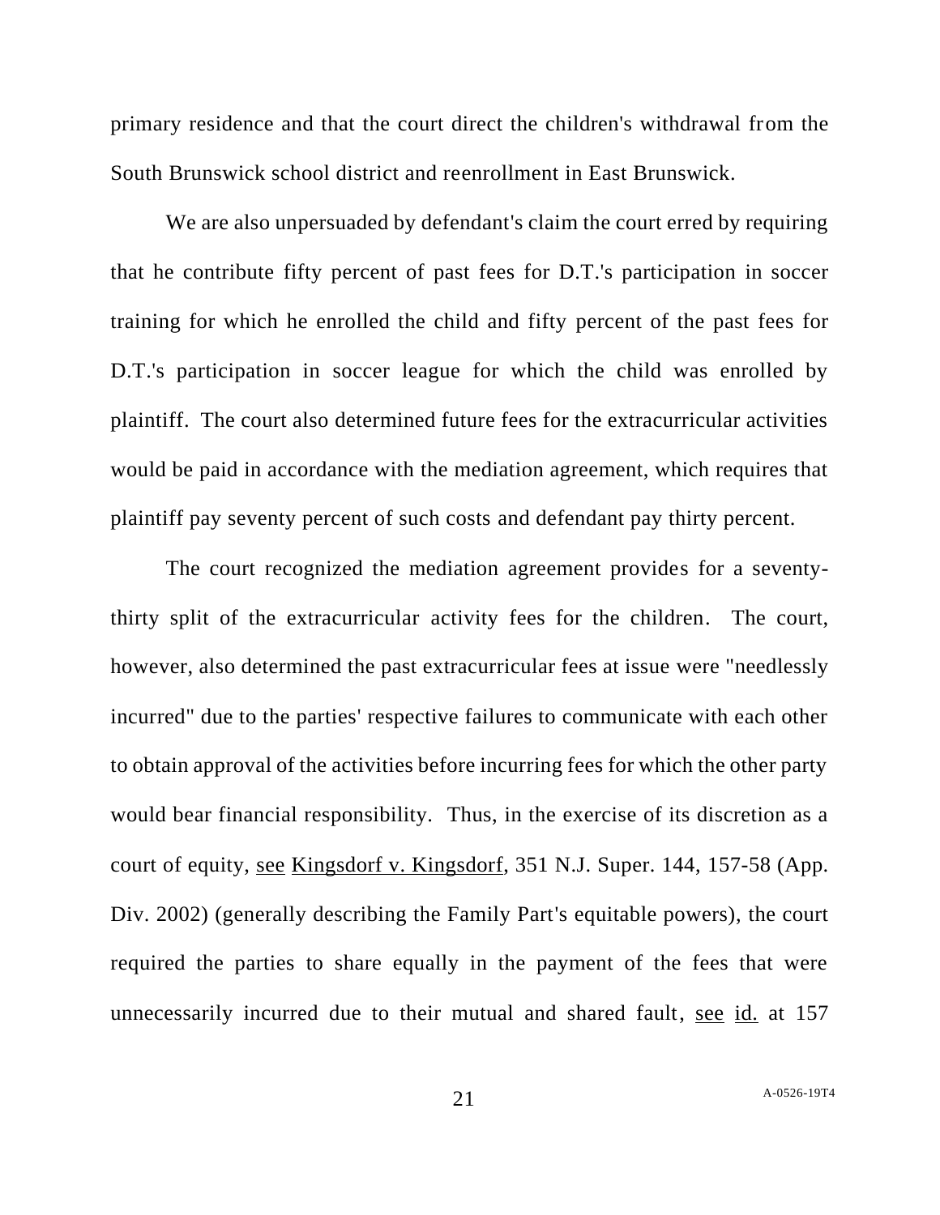primary residence and that the court direct the children's withdrawal from the South Brunswick school district and reenrollment in East Brunswick.

We are also unpersuaded by defendant's claim the court erred by requiring that he contribute fifty percent of past fees for D.T.'s participation in soccer training for which he enrolled the child and fifty percent of the past fees for D.T.'s participation in soccer league for which the child was enrolled by plaintiff. The court also determined future fees for the extracurricular activities would be paid in accordance with the mediation agreement, which requires that plaintiff pay seventy percent of such costs and defendant pay thirty percent.

The court recognized the mediation agreement provides for a seventy-thirty split of the extracurricular activity fees for the children. The court, however, also determined the past extracurricular fees at issue were "needlessly incurred" due to the parties' respective failures to communicate with each other to obtain approval of the activities before incurring fees for which the other party would bear financial responsibility. Thus, in the exercise of its discretion as a court of equity, see Kingsdorf v. Kingsdorf, 351 N.J. Super. 144, 157-58 (App. Div. 2002) (generally describing the Family Part's equitable powers), the court required the parties to share equally in the payment of the fees that were unnecessarily incurred due to their mutual and shared fault, see id. at 157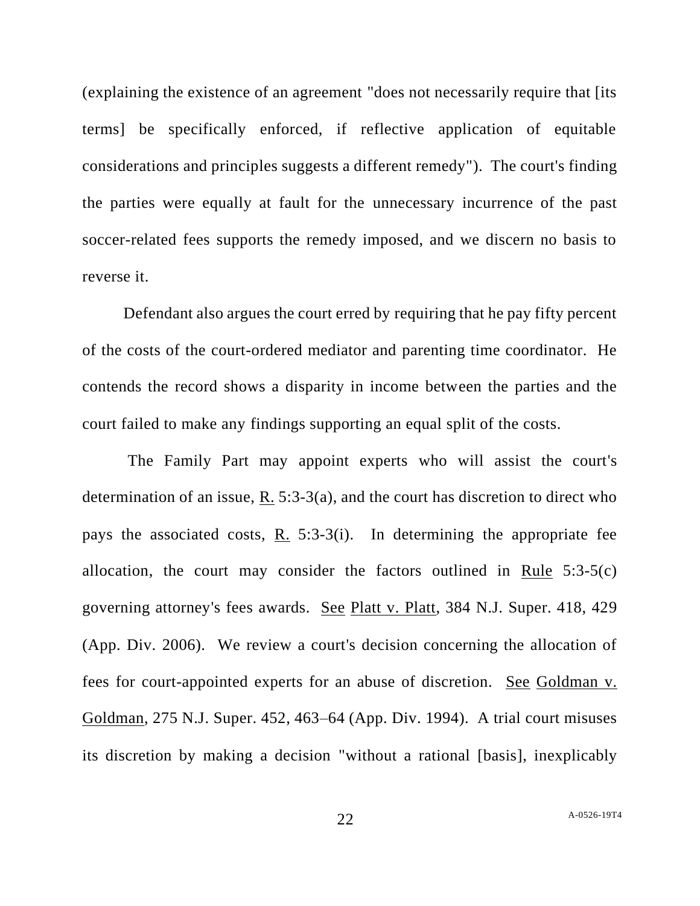(explaining the existence of an agreement "does not necessarily require that [its terms] be specifically enforced, if reflective application of equitable considerations and principles suggests a different remedy"). The court's finding the parties were equally at fault for the unnecessary incurrence of the past soccer-related fees supports the remedy imposed, and we discern no basis to reverse it.

Defendant also argues the court erred by requiring that he pay fifty percent of the costs of the court-ordered mediator and parenting time coordinator. He contends the record shows a disparity in income between the parties and the court failed to make any findings supporting an equal split of the costs.

The Family Part may appoint experts who will assist the court's determination of an issue, R. 5:3-3(a), and the court has discretion to direct who pays the associated costs, R. 5:3-3(i). In determining the appropriate fee allocation, the court may consider the factors outlined in Rule 5:3-5(c) governing attorney's fees awards. See Platt v. Platt, 384 N.J. Super. 418, 429 (App. Div. 2006). We review a court's decision concerning the allocation of fees for court-appointed experts for an abuse of discretion. See Goldman v. Goldman, 275 N.J. Super. 452, 463–64 (App. Div. 1994). A trial court misuses its discretion by making a decision "without a rational [basis], inexplicably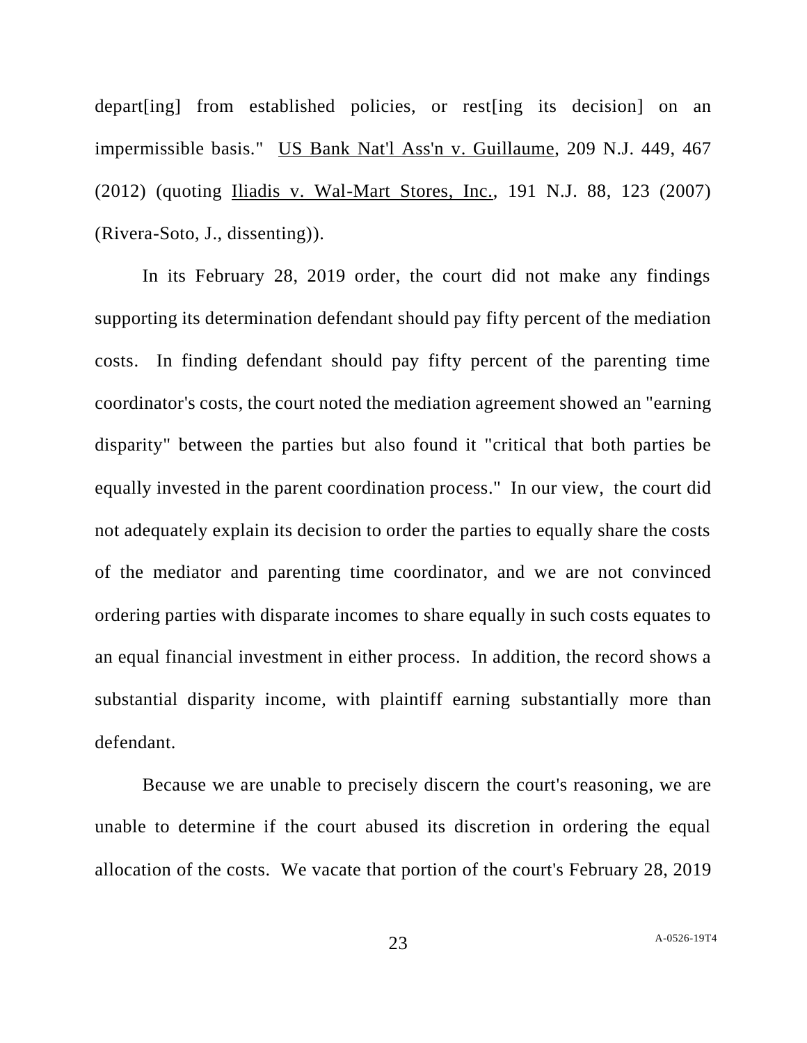depart[ing] from established policies, or rest[ing its decision] on an impermissible basis." US Bank Nat'l Ass'n v. Guillaume, 209 N.J. 449, 467 (2012) (quoting Iliadis v. Wal-Mart Stores, Inc., 191 N.J. 88, 123 (2007) (Rivera-Soto, J., dissenting)).

In its February 28, 2019 order, the court did not make any findings supporting its determination defendant should pay fifty percent of the mediation costs. In finding defendant should pay fifty percent of the parenting time coordinator's costs, the court noted the mediation agreement showed an "earning disparity" between the parties but also found it "critical that both parties be equally invested in the parent coordination process." In our view, the court did not adequately explain its decision to order the parties to equally share the costs of the mediator and parenting time coordinator, and we are not convinced ordering parties with disparate incomes to share equally in such costs equates to an equal financial investment in either process. In addition, the record shows a substantial disparity income, with plaintiff earning substantially more than defendant.

Because we are unable to precisely discern the court's reasoning, we are unable to determine if the court abused its discretion in ordering the equal allocation of the costs. We vacate that portion of the court's February 28, 2019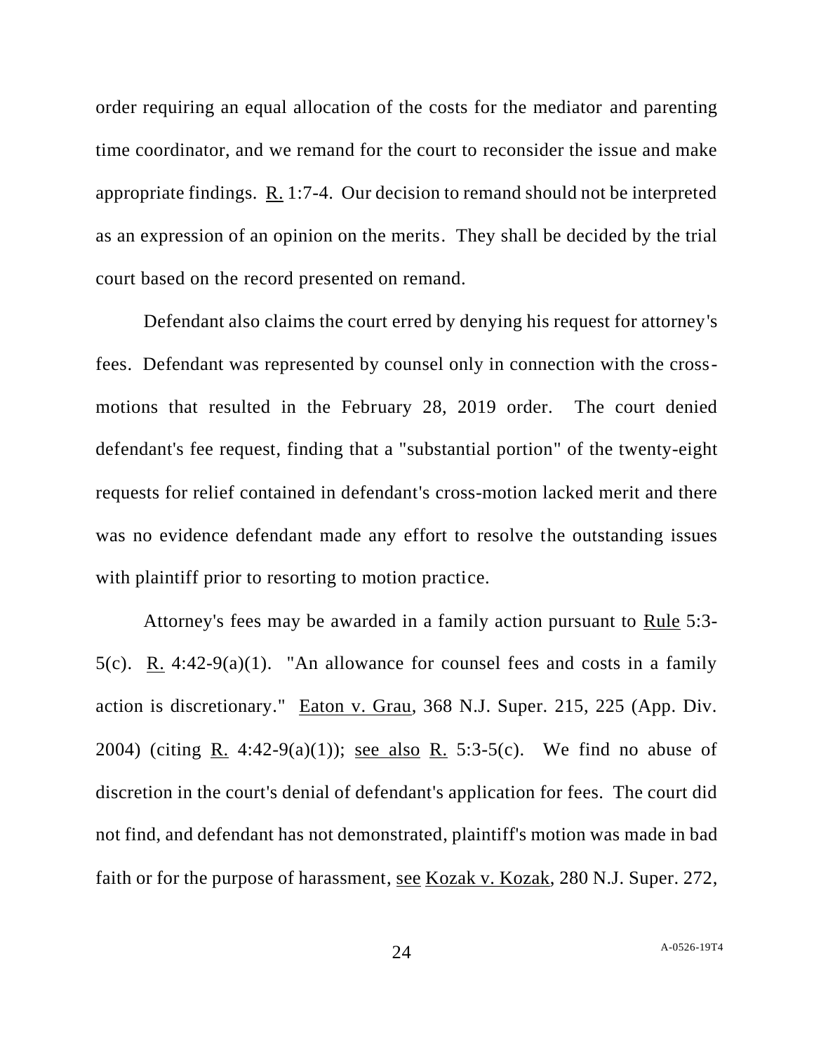order requiring an equal allocation of the costs for the mediator and parenting time coordinator, and we remand for the court to reconsider the issue and make appropriate findings. R. 1:7-4. Our decision to remand should not be interpreted as an expression of an opinion on the merits. They shall be decided by the trial court based on the record presented on remand.

Defendant also claims the court erred by denying his request for attorney's fees. Defendant was represented by counsel only in connection with the cross-motions that resulted in the February 28, 2019 order. The court denied defendant's fee request, finding that a "substantial portion" of the twenty-eight requests for relief contained in defendant's cross-motion lacked merit and there was no evidence defendant made any effort to resolve the outstanding issues with plaintiff prior to resorting to motion practice.

Attorney's fees may be awarded in a family action pursuant to Rule 5:3-5(c). R. 4:42-9(a)(1). "An allowance for counsel fees and costs in a family action is discretionary." Eaton v. Grau, 368 N.J. Super. 215, 225 (App. Div. 2004) (citing R. 4:42-9(a)(1)); see also R. 5:3-5(c). We find no abuse of discretion in the court's denial of defendant's application for fees. The court did not find, and defendant has not demonstrated, plaintiff's motion was made in bad faith or for the purpose of harassment, see Kozak v. Kozak, 280 N.J. Super. 272,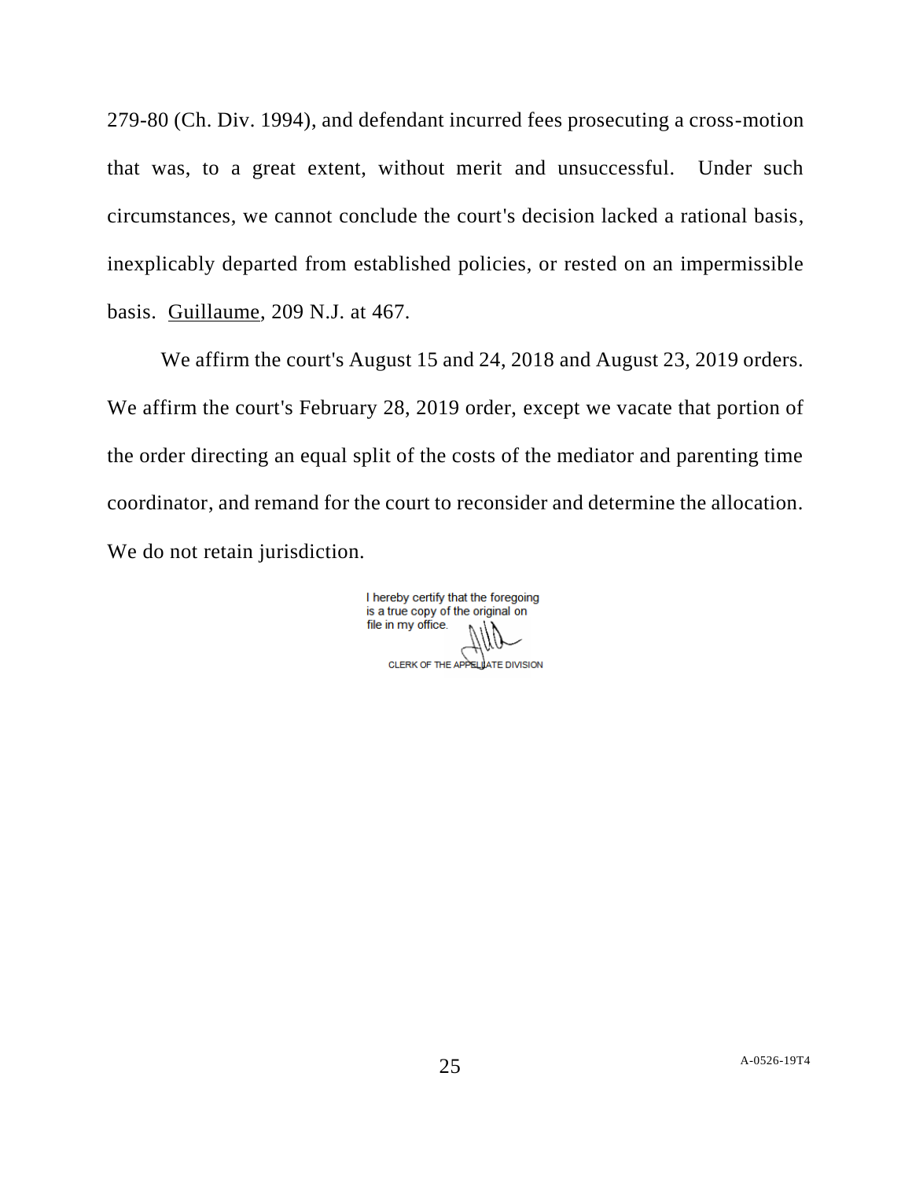279-80 (Ch. Div. 1994), and defendant incurred fees prosecuting a cross-motion that was, to a great extent, without merit and unsuccessful. Under such circumstances, we cannot conclude the court's decision lacked a rational basis, inexplicably departed from established policies, or rested on an impermissible basis. Guillaume, 209 N.J. at 467.

We affirm the court's August 15 and 24, 2018 and August 23, 2019 orders. We affirm the court's February 28, 2019 order, except we vacate that portion of the order directing an equal split of the costs of the mediator and parenting time coordinator, and remand for the court to reconsider and determine the allocation. We do not retain jurisdiction.

I hereby certify that the foregoing is a true copy of the original on file in my office.

CLERK OF THE APPELLATE DIVISION